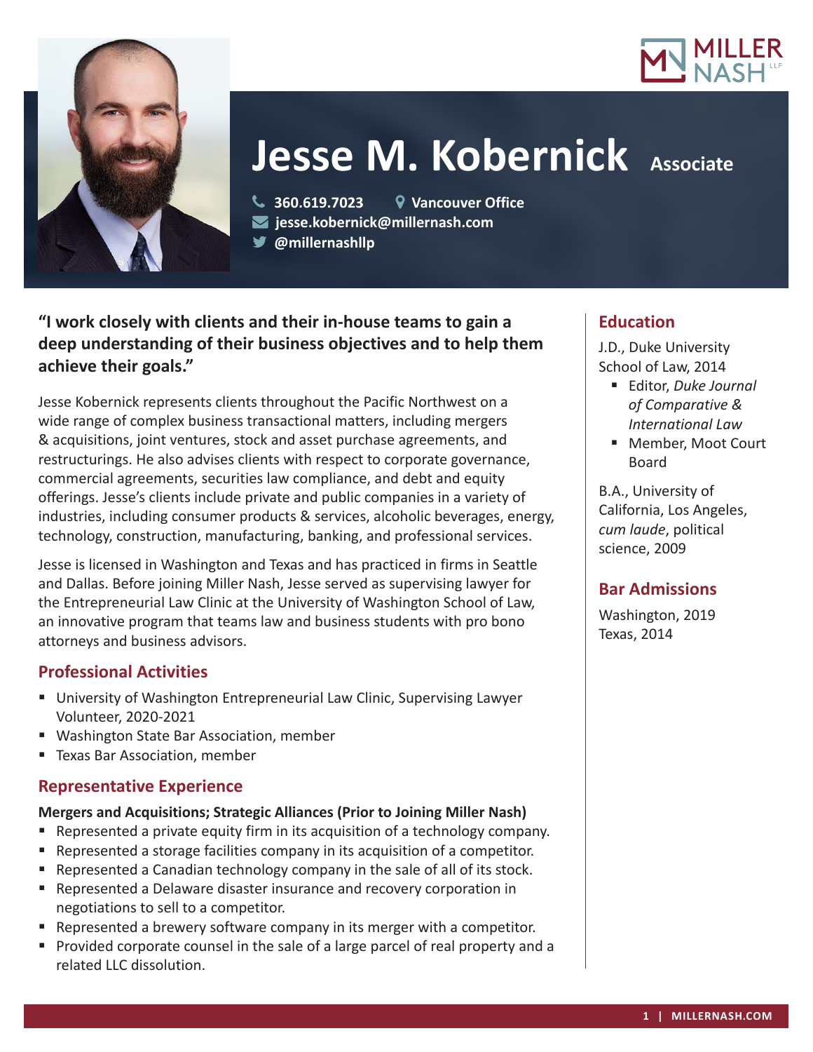# Jesse M. Kobernick **Associate**

360.619.7023 | Vancouver Office
jesse.kobernick@millernash.com
@millernashllp

**"I work closely with clients and their in-house teams to gain a deep understanding of their business objectives and to help them achieve their goals."**

Jesse Kobernick represents clients throughout the Pacific Northwest on a wide range of complex business transactional matters, including mergers & acquisitions, joint ventures, stock and asset purchase agreements, and restructurings. He also advises clients with respect to corporate governance, commercial agreements, securities law compliance, and debt and equity offerings. Jesse's clients include private and public companies in a variety of industries, including consumer products & services, alcoholic beverages, energy, technology, construction, manufacturing, banking, and professional services.

Jesse is licensed in Washington and Texas and has practiced in firms in Seattle and Dallas. Before joining Miller Nash, Jesse served as supervising lawyer for the Entrepreneurial Law Clinic at the University of Washington School of Law, an innovative program that teams law and business students with pro bono attorneys and business advisors.

## Professional Activities

- University of Washington Entrepreneurial Law Clinic, Supervising Lawyer Volunteer, 2020-2021
- Washington State Bar Association, member
- Texas Bar Association, member

## Representative Experience

**Mergers and Acquisitions; Strategic Alliances (Prior to Joining Miller Nash)**

- Represented a private equity firm in its acquisition of a technology company.
- Represented a storage facilities company in its acquisition of a competitor.
- Represented a Canadian technology company in the sale of all of its stock.
- Represented a Delaware disaster insurance and recovery corporation in negotiations to sell to a competitor.
- Represented a brewery software company in its merger with a competitor.
- Provided corporate counsel in the sale of a large parcel of real property and a related LLC dissolution.

## Education

J.D., Duke University School of Law, 2014

- Editor, *Duke Journal of Comparative & International Law*
- Member, Moot Court Board

B.A., University of California, Los Angeles, *cum laude*, political science, 2009

## Bar Admissions

Washington, 2019
Texas, 2014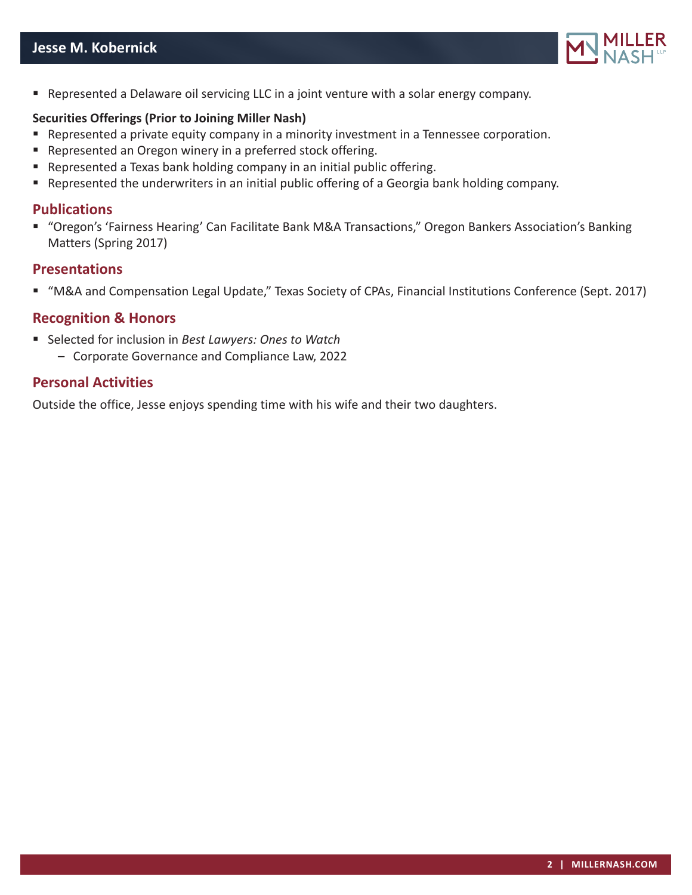- Represented a Delaware oil servicing LLC in a joint venture with a solar energy company.

**Securities Offerings (Prior to Joining Miller Nash)**

- Represented a private equity company in a minority investment in a Tennessee corporation.
- Represented an Oregon winery in a preferred stock offering.
- Represented a Texas bank holding company in an initial public offering.
- Represented the underwriters in an initial public offering of a Georgia bank holding company.

## Publications

- "Oregon's 'Fairness Hearing' Can Facilitate Bank M&A Transactions," Oregon Bankers Association's Banking Matters (Spring 2017)

## Presentations

- "M&A and Compensation Legal Update," Texas Society of CPAs, Financial Institutions Conference (Sept. 2017)

## Recognition & Honors

- Selected for inclusion in *Best Lawyers: Ones to Watch*
  - Corporate Governance and Compliance Law, 2022

## Personal Activities

Outside the office, Jesse enjoys spending time with his wife and their two daughters.